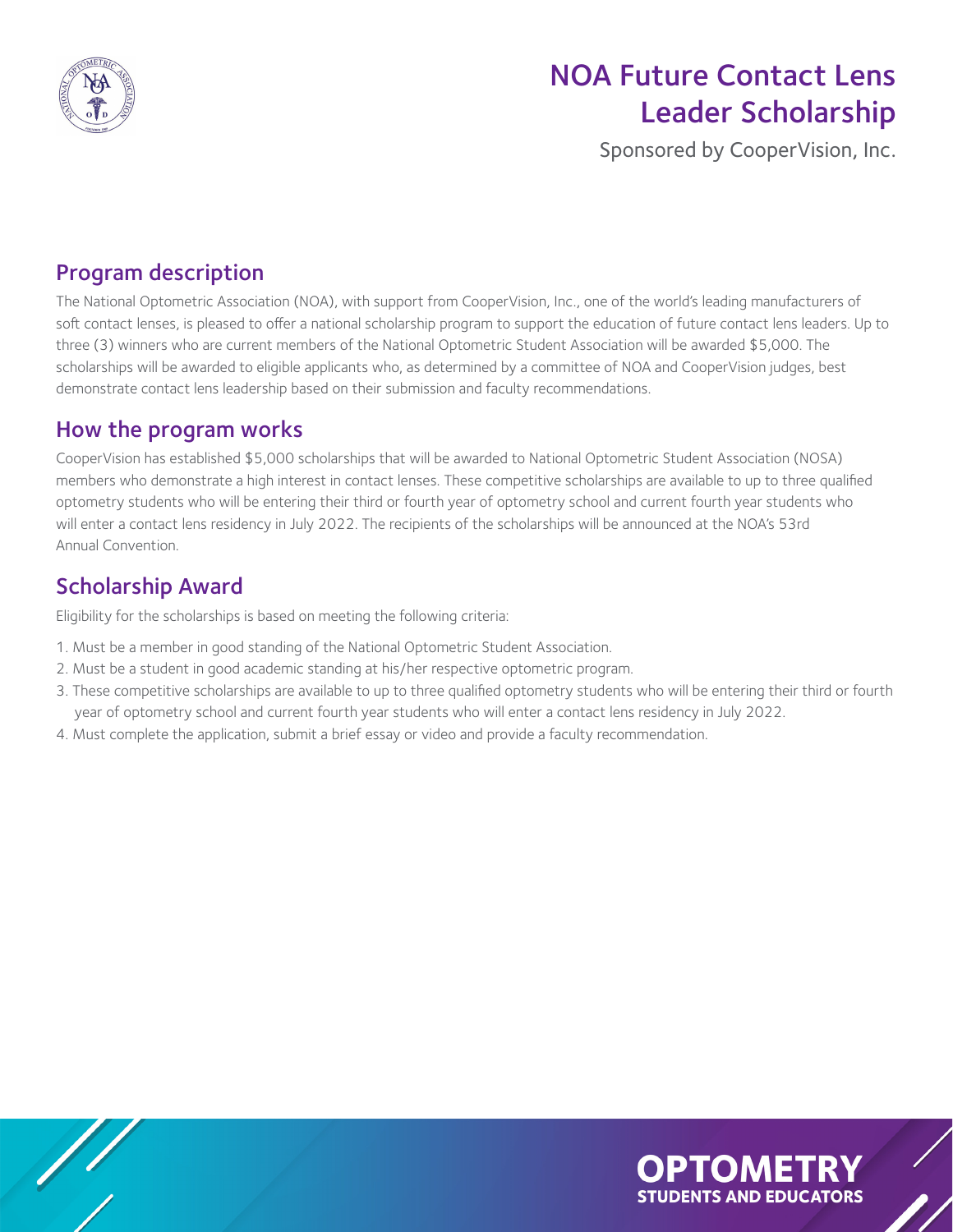# NOA Future Contact Lens Leader Scholarship

Sponsored by CooperVision, Inc.

## Program description

The National Optometric Association (NOA), with support from CooperVision, Inc., one of the world's leading manufacturers of soft contact lenses, is pleased to offer a national scholarship program to support the education of future contact lens leaders. Up to three (3) winners who are current members of the National Optometric Student Association will be awarded $5,000. The scholarships will be awarded to eligible applicants who, as determined by a committee of NOA and CooperVision judges, best demonstrate contact lens leadership based on their submission and faculty recommendations.

## How the program works

CooperVision has established $5,000 scholarships that will be awarded to National Optometric Student Association (NOSA) members who demonstrate a high interest in contact lenses. These competitive scholarships are available to up to three qualified optometry students who will be entering their third or fourth year of optometry school and current fourth year students who will enter a contact lens residency in July 2022. The recipients of the scholarships will be announced at the NOA's 53rd Annual Convention.

## Scholarship Award

Eligibility for the scholarships is based on meeting the following criteria:

1. Must be a member in good standing of the National Optometric Student Association.
2. Must be a student in good academic standing at his/her respective optometric program.
3. These competitive scholarships are available to up to three qualified optometry students who will be entering their third or fourth year of optometry school and current fourth year students who will enter a contact lens residency in July 2022.
4. Must complete the application, submit a brief essay or video and provide a faculty recommendation.

**OPTOMETRY**
**STUDENTS AND EDUCATORS**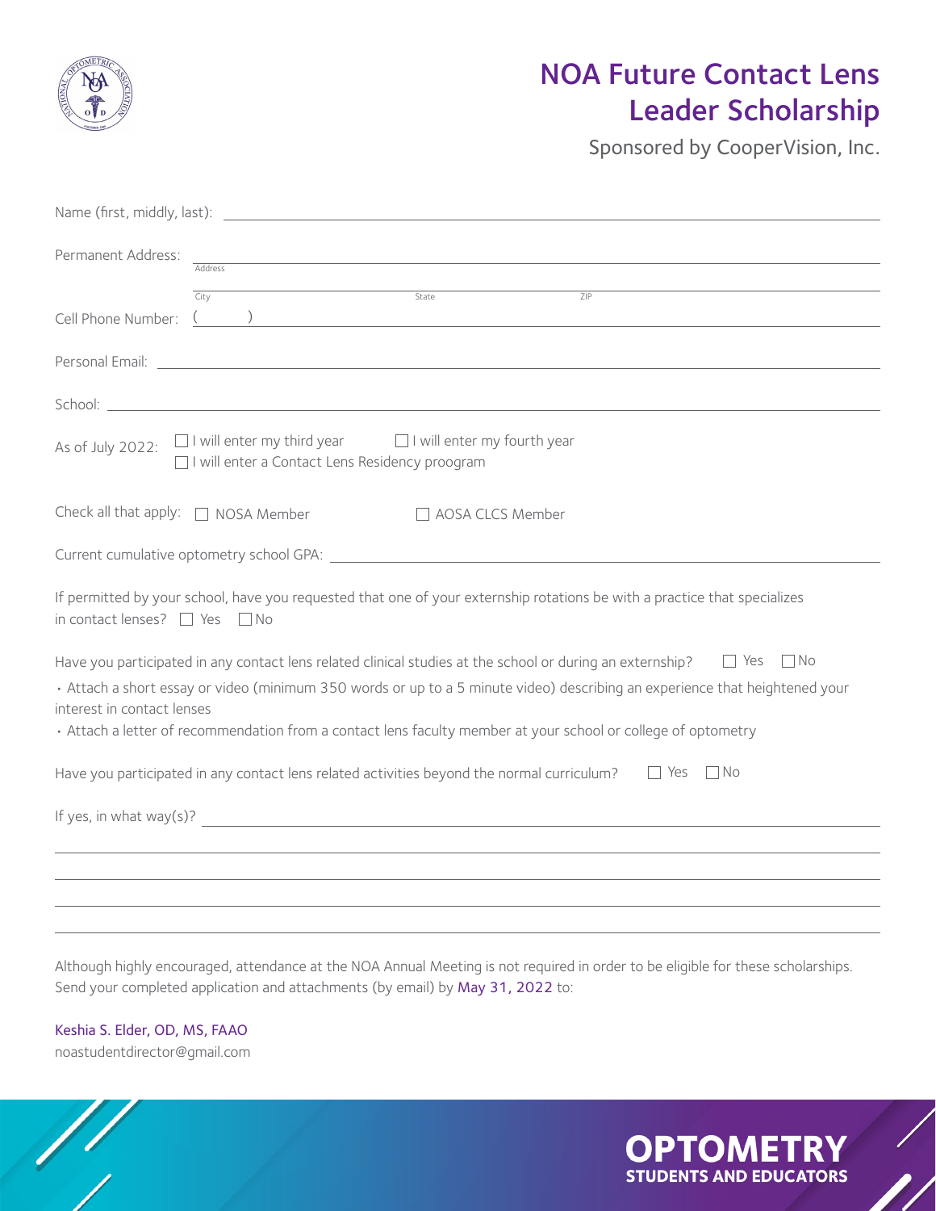# NOA Future Contact Lens Leader Scholarship

Sponsored by CooperVision, Inc.

Name (first, middly, last): ______________________________

Permanent Address: ______________________________
Address

______________________________
City State ZIP

Cell Phone Number: ( ) ______________________________

Personal Email: ______________________________

School: ______________________________

As of July 2022: ☐ I will enter my third year ☐ I will enter my fourth year
☐ I will enter a Contact Lens Residency proogram

Check all that apply: ☐ NOSA Member ☐ AOSA CLCS Member

Current cumulative optometry school GPA: ______________________________

If permitted by your school, have you requested that one of your externship rotations be with a practice that specializes in contact lenses? ☐ Yes ☐ No

Have you participated in any contact lens related clinical studies at the school or during an externship? ☐ Yes ☐ No

- Attach a short essay or video (minimum 350 words or up to a 5 minute video) describing an experience that heightened your interest in contact lenses
- Attach a letter of recommendation from a contact lens faculty member at your school or college of optometry

Have you participated in any contact lens related activities beyond the normal curriculum? ☐ Yes ☐ No

If yes, in what way(s)? ______________________________

______________________________

______________________________

______________________________

______________________________

Although highly encouraged, attendance at the NOA Annual Meeting is not required in order to be eligible for these scholarships. Send your completed application and attachments (by email) by May 31, 2022 to:

Keshia S. Elder, OD, MS, FAAO
noastudentdirector@gmail.com

**OPTOMETRY**
**STUDENTS AND EDUCATORS**